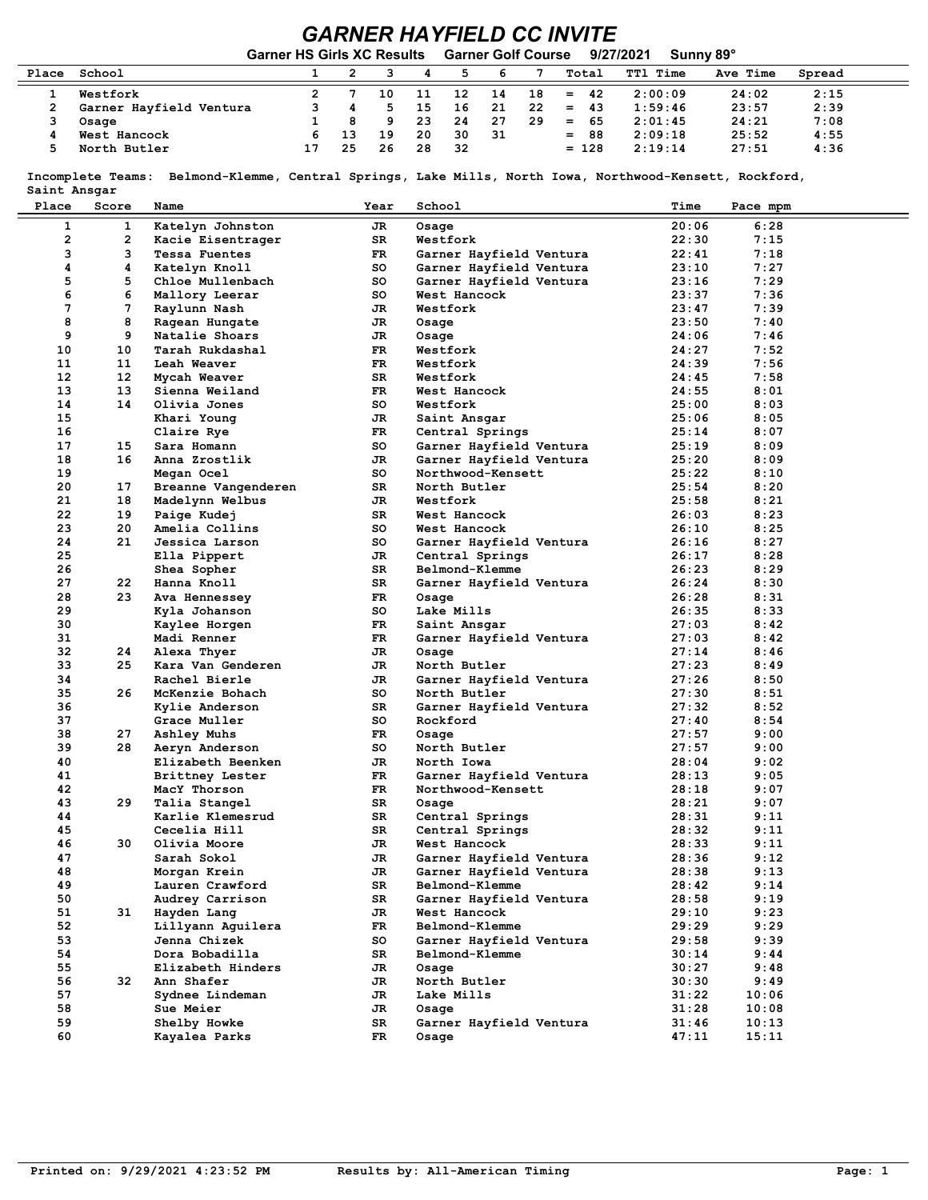# GARNER HAYFIELD CC INVITE

**Garner HS Girls XC Results Garner Golf Course 9/27/2021 Sunny 89°**

| Place | School | 1 | 2 | 3 | 4 | 5 | 6 | 7 | Total | TTl Time | Ave Time | Spread |
|---|---|---|---|---|---|---|---|---|---|---|---|---|
| 1 | Westfork | 2 | 7 | 10 | 11 | 12 | 14 | 18 | = 42 | 2:00:09 | 24:02 | 2:15 |
| 2 | Garner Hayfield Ventura | 3 | 4 | 5 | 15 | 16 | 21 | 22 | = 43 | 1:59:46 | 23:57 | 2:39 |
| 3 | Osage | 1 | 8 | 9 | 23 | 24 | 27 | 29 | = 65 | 2:01:45 | 24:21 | 7:08 |
| 4 | West Hancock | 6 | 13 | 19 | 20 | 30 | 31 | | = 88 | 2:09:18 | 25:52 | 4:55 |
| 5 | North Butler | 17 | 25 | 26 | 28 | 32 | | | = 128 | 2:19:14 | 27:51 | 4:36 |

Incomplete Teams: Belmond-Klemme, Central Springs, Lake Mills, North Iowa, Northwood-Kensett, Rockford, Saint Ansgar

| Place | Score | Name | Year | School | Time | Pace mpm |
|---|---|---|---|---|---|---|
| 1 | 1 | Katelyn Johnston | JR | Osage | 20:06 | 6:28 |
| 2 | 2 | Kacie Eisentrager | SR | Westfork | 22:30 | 7:15 |
| 3 | 3 | Tessa Fuentes | FR | Garner Hayfield Ventura | 22:41 | 7:18 |
| 4 | 4 | Katelyn Knoll | SO | Garner Hayfield Ventura | 23:10 | 7:27 |
| 5 | 5 | Chloe Mullenbach | SO | Garner Hayfield Ventura | 23:16 | 7:29 |
| 6 | 6 | Mallory Leerar | SO | West Hancock | 23:37 | 7:36 |
| 7 | 7 | Raylunn Nash | JR | Westfork | 23:47 | 7:39 |
| 8 | 8 | Ragean Hungate | JR | Osage | 23:50 | 7:40 |
| 9 | 9 | Natalie Shoars | JR | Osage | 24:06 | 7:46 |
| 10 | 10 | Tarah Rukdashal | FR | Westfork | 24:27 | 7:52 |
| 11 | 11 | Leah Weaver | FR | Westfork | 24:39 | 7:56 |
| 12 | 12 | Mycah Weaver | SR | Westfork | 24:45 | 7:58 |
| 13 | 13 | Sienna Weiland | FR | West Hancock | 24:55 | 8:01 |
| 14 | 14 | Olivia Jones | SO | Westfork | 25:00 | 8:03 |
| 15 | | Khari Young | JR | Saint Ansgar | 25:06 | 8:05 |
| 16 | | Claire Rye | FR | Central Springs | 25:14 | 8:07 |
| 17 | 15 | Sara Homann | SO | Garner Hayfield Ventura | 25:19 | 8:09 |
| 18 | 16 | Anna Zrostlik | JR | Garner Hayfield Ventura | 25:20 | 8:09 |
| 19 | | Megan Ocel | SO | Northwood-Kensett | 25:22 | 8:10 |
| 20 | 17 | Breanne Vangenderen | SR | North Butler | 25:54 | 8:20 |
| 21 | 18 | Madelynn Welbus | JR | Westfork | 25:58 | 8:21 |
| 22 | 19 | Paige Kudej | SR | West Hancock | 26:03 | 8:23 |
| 23 | 20 | Amelia Collins | SO | West Hancock | 26:10 | 8:25 |
| 24 | 21 | Jessica Larson | SO | Garner Hayfield Ventura | 26:16 | 8:27 |
| 25 | | Ella Pippert | JR | Central Springs | 26:17 | 8:28 |
| 26 | | Shea Sopher | SR | Belmond-Klemme | 26:23 | 8:29 |
| 27 | 22 | Hanna Knoll | SR | Garner Hayfield Ventura | 26:24 | 8:30 |
| 28 | 23 | Ava Hennessey | FR | Osage | 26:28 | 8:31 |
| 29 | | Kyla Johanson | SO | Lake Mills | 26:35 | 8:33 |
| 30 | | Kaylee Horgen | FR | Saint Ansgar | 27:03 | 8:42 |
| 31 | | Madi Renner | FR | Garner Hayfield Ventura | 27:03 | 8:42 |
| 32 | 24 | Alexa Thyer | JR | Osage | 27:14 | 8:46 |
| 33 | 25 | Kara Van Genderen | JR | North Butler | 27:23 | 8:49 |
| 34 | | Rachel Bierle | JR | Garner Hayfield Ventura | 27:26 | 8:50 |
| 35 | 26 | McKenzie Bohach | SO | North Butler | 27:30 | 8:51 |
| 36 | | Kylie Anderson | SR | Garner Hayfield Ventura | 27:32 | 8:52 |
| 37 | | Grace Muller | SO | Rockford | 27:40 | 8:54 |
| 38 | 27 | Ashley Muhs | FR | Osage | 27:57 | 9:00 |
| 39 | 28 | Aeryn Anderson | SO | North Butler | 27:57 | 9:00 |
| 40 | | Elizabeth Beenken | JR | North Iowa | 28:04 | 9:02 |
| 41 | | Brittney Lester | FR | Garner Hayfield Ventura | 28:13 | 9:05 |
| 42 | | MacY Thorson | FR | Northwood-Kensett | 28:18 | 9:07 |
| 43 | 29 | Talia Stangel | SR | Osage | 28:21 | 9:07 |
| 44 | | Karlie Klemesrud | SR | Central Springs | 28:31 | 9:11 |
| 45 | | Cecelia Hill | SR | Central Springs | 28:32 | 9:11 |
| 46 | 30 | Olivia Moore | JR | West Hancock | 28:33 | 9:11 |
| 47 | | Sarah Sokol | JR | Garner Hayfield Ventura | 28:36 | 9:12 |
| 48 | | Morgan Krein | JR | Garner Hayfield Ventura | 28:38 | 9:13 |
| 49 | | Lauren Crawford | SR | Belmond-Klemme | 28:42 | 9:14 |
| 50 | | Audrey Carrison | SR | Garner Hayfield Ventura | 28:58 | 9:19 |
| 51 | 31 | Hayden Lang | JR | West Hancock | 29:10 | 9:23 |
| 52 | | Lillyann Aguilera | FR | Belmond-Klemme | 29:29 | 9:29 |
| 53 | | Jenna Chizek | SO | Garner Hayfield Ventura | 29:58 | 9:39 |
| 54 | | Dora Bobadilla | SR | Belmond-Klemme | 30:14 | 9:44 |
| 55 | | Elizabeth Hinders | JR | Osage | 30:27 | 9:48 |
| 56 | 32 | Ann Shafer | JR | North Butler | 30:30 | 9:49 |
| 57 | | Sydnee Lindeman | JR | Lake Mills | 31:22 | 10:06 |
| 58 | | Sue Meier | JR | Osage | 31:28 | 10:08 |
| 59 | | Shelby Howke | SR | Garner Hayfield Ventura | 31:46 | 10:13 |
| 60 | | Kayalea Parks | FR | Osage | 47:11 | 15:11 |

Printed on: 9/29/2021 4:23:52 PM Results by: All-American Timing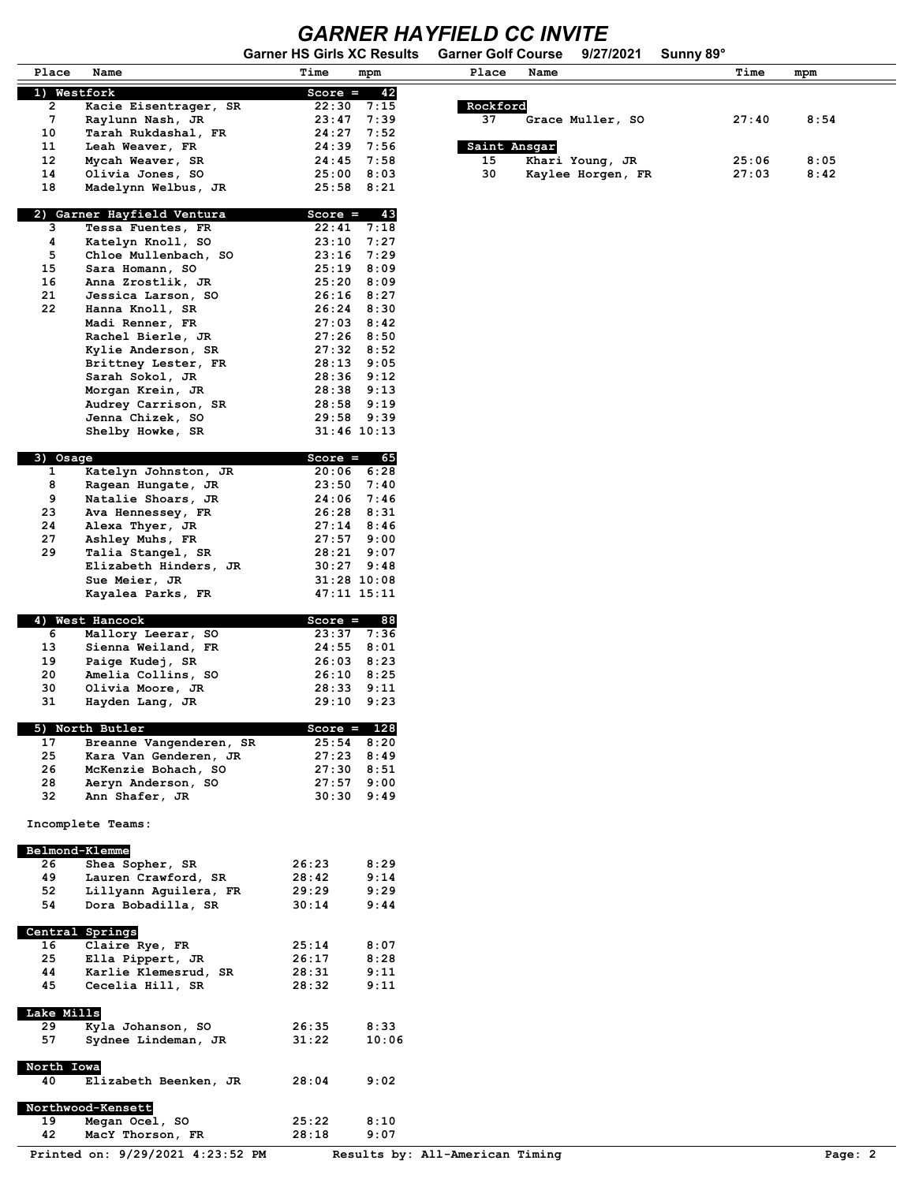# GARNER HAYFIELD CC INVITE

**Garner HS Girls XC Results   Garner Golf Course   9/27/2021   Sunny 89°**

| Place | Name | Time | mpm |
|---|---|---|---|
| **1) Westfork** | | **Score = 42** | |
| 2 | Kacie Eisentrager, SR | 22:30 | 7:15 |
| 7 | Raylunn Nash, JR | 23:47 | 7:39 |
| 10 | Tarah Rukdashal, FR | 24:27 | 7:52 |
| 11 | Leah Weaver, FR | 24:39 | 7:56 |
| 12 | Mycah Weaver, SR | 24:45 | 7:58 |
| 14 | Olivia Jones, SO | 25:00 | 8:03 |
| 18 | Madelynn Welbus, JR | 25:58 | 8:21 |
| **2) Garner Hayfield Ventura** | | **Score = 43** | |
| 3 | Tessa Fuentes, FR | 22:41 | 7:18 |
| 4 | Katelyn Knoll, SO | 23:10 | 7:27 |
| 5 | Chloe Mullenbach, SO | 23:16 | 7:29 |
| 15 | Sara Homann, SO | 25:19 | 8:09 |
| 16 | Anna Zrostlik, JR | 25:20 | 8:09 |
| 21 | Jessica Larson, SO | 26:16 | 8:27 |
| 22 | Hanna Knoll, SR | 26:24 | 8:30 |
| | Madi Renner, FR | 27:03 | 8:42 |
| | Rachel Bierle, JR | 27:26 | 8:50 |
| | Kylie Anderson, SR | 27:32 | 8:52 |
| | Brittney Lester, FR | 28:13 | 9:05 |
| | Sarah Sokol, JR | 28:36 | 9:12 |
| | Morgan Krein, JR | 28:38 | 9:13 |
| | Audrey Carrison, SR | 28:58 | 9:19 |
| | Jenna Chizek, SO | 29:58 | 9:39 |
| | Shelby Howke, SR | 31:46 | 10:13 |
| **3) Osage** | | **Score = 65** | |
| 1 | Katelyn Johnston, JR | 20:06 | 6:28 |
| 8 | Ragean Hungate, JR | 23:50 | 7:40 |
| 9 | Natalie Shoars, JR | 24:06 | 7:46 |
| 23 | Ava Hennessey, FR | 26:28 | 8:31 |
| 24 | Alexa Thyer, JR | 27:14 | 8:46 |
| 27 | Ashley Muhs, FR | 27:57 | 9:00 |
| 29 | Talia Stangel, SR | 28:21 | 9:07 |
| | Elizabeth Hinders, JR | 30:27 | 9:48 |
| | Sue Meier, JR | 31:28 | 10:08 |
| | Kayalea Parks, FR | 47:11 | 15:11 |
| **4) West Hancock** | | **Score = 88** | |
| 6 | Mallory Leerar, SO | 23:37 | 7:36 |
| 13 | Sienna Weiland, FR | 24:55 | 8:01 |
| 19 | Paige Kudej, SR | 26:03 | 8:23 |
| 20 | Amelia Collins, SO | 26:10 | 8:25 |
| 30 | Olivia Moore, JR | 28:33 | 9:11 |
| 31 | Hayden Lang, JR | 29:10 | 9:23 |
| **5) North Butler** | | **Score = 128** | |
| 17 | Breanne Vangenderen, SR | 25:54 | 8:20 |
| 25 | Kara Van Genderen, JR | 27:23 | 8:49 |
| 26 | McKenzie Bohach, SO | 27:30 | 8:51 |
| 28 | Aeryn Anderson, SO | 27:57 | 9:00 |
| 32 | Ann Shafer, JR | 30:30 | 9:49 |

Incomplete Teams:

| Place | Name | Time | mpm |
|---|---|---|---|
| **Belmond-Klemme** | | | |
| 26 | Shea Sopher, SR | 26:23 | 8:29 |
| 49 | Lauren Crawford, SR | 28:42 | 9:14 |
| 52 | Lillyann Aguilera, FR | 29:29 | 9:29 |
| 54 | Dora Bobadilla, SR | 30:14 | 9:44 |
| **Central Springs** | | | |
| 16 | Claire Rye, FR | 25:14 | 8:07 |
| 25 | Ella Pippert, JR | 26:17 | 8:28 |
| 44 | Karlie Klemesrud, SR | 28:31 | 9:11 |
| 45 | Cecelia Hill, SR | 28:32 | 9:11 |
| **Lake Mills** | | | |
| 29 | Kyla Johanson, SO | 26:35 | 8:33 |
| 57 | Sydnee Lindeman, JR | 31:22 | 10:06 |
| **North Iowa** | | | |
| 40 | Elizabeth Beenken, JR | 28:04 | 9:02 |
| **Northwood-Kensett** | | | |
| 19 | Megan Ocel, SO | 25:22 | 8:10 |
| 42 | MacY Thorson, FR | 28:18 | 9:07 |
| **Rockford** | | | |
| 37 | Grace Muller, SO | 27:40 | 8:54 |
| **Saint Ansgar** | | | |
| 15 | Khari Young, JR | 25:06 | 8:05 |
| 30 | Kaylee Horgen, FR | 27:03 | 8:42 |

Printed on: 9/29/2021 4:23:52 PM   Results by: All-American Timing